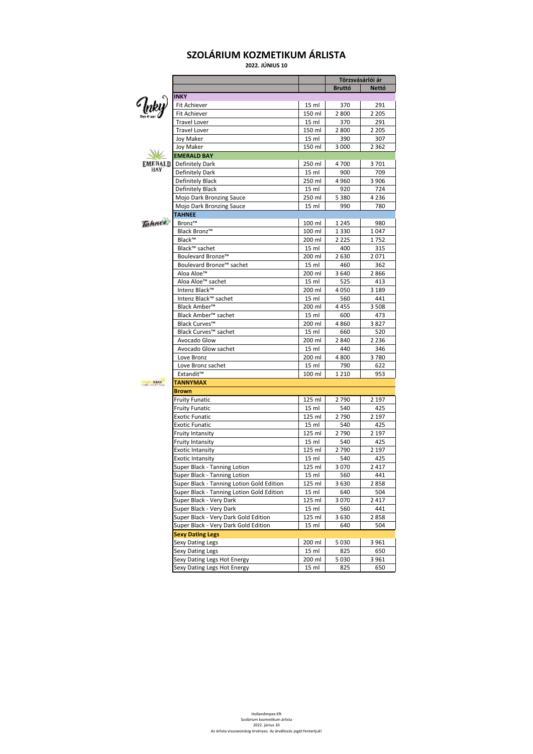# SZOLÁRIUM KOZMETIKUM ÁRLISTA

**2022. JÚNIUS 10**

| | | Törzsvásárlói ár | |
|---|---|---|---|
| | | **Bruttó** | **Nettó** |
| **INKY** | | | |
| Fit Achiever | 15 ml | 370 | 291 |
| Fit Achiever | 150 ml | 2 800 | 2 205 |
| Travel Lover | 15 ml | 370 | 291 |
| Travel Lover | 150 ml | 2 800 | 2 205 |
| Joy Maker | 15 ml | 390 | 307 |
| Joy Maker | 150 ml | 3 000 | 2 362 |
| **EMERALD BAY** | | | |
| Definitely Dark | 250 ml | 4 700 | 3 701 |
| Definitely Dark | 15 ml | 900 | 709 |
| Definitely Black | 250 ml | 4 960 | 3 906 |
| Definitely Black | 15 ml | 920 | 724 |
| Mojo Dark Bronzing Sauce | 250 ml | 5 380 | 4 236 |
| Mojo Dark Bronzing Sauce | 15 ml | 990 | 780 |
| **TAHNEE** | | | |
| Bronz™ | 100 ml | 1 245 | 980 |
| Black Bronz™ | 100 ml | 1 330 | 1 047 |
| Black™ | 200 ml | 2 225 | 1 752 |
| Black™ sachet | 15 ml | 400 | 315 |
| Boulevard Bronze™ | 200 ml | 2 630 | 2 071 |
| Boulevard Bronze™ sachet | 15 ml | 460 | 362 |
| Aloa Aloe™ | 200 ml | 3 640 | 2 866 |
| Aloa Aloe™ sachet | 15 ml | 525 | 413 |
| Intenz Black™ | 200 ml | 4 050 | 3 189 |
| Intenz Black™ sachet | 15 ml | 560 | 441 |
| Black Amber™ | 200 ml | 4 455 | 3 508 |
| Black Amber™ sachet | 15 ml | 600 | 473 |
| Black Curves™ | 200 ml | 4 860 | 3 827 |
| Black Curves™ sachet | 15 ml | 660 | 520 |
| Avocado Glow | 200 ml | 2 840 | 2 236 |
| Avocado Glow sachet | 15 ml | 440 | 346 |
| Love Bronz | 200 ml | 4 800 | 3 780 |
| Love Bronz sachet | 15 ml | 790 | 622 |
| Extandit™ | 100 ml | 1 210 | 953 |
| **TANNYMAX** | | | |
| **Brown** | | | |
| Fruity Funatic | 125 ml | 2 790 | 2 197 |
| Fruity Funatic | 15 ml | 540 | 425 |
| Exotic Funatic | 125 ml | 2 790 | 2 197 |
| Exotic Funatic | 15 ml | 540 | 425 |
| Fruity Intansity | 125 ml | 2 790 | 2 197 |
| Fruity Intansity | 15 ml | 540 | 425 |
| Exotic Intansity | 125 ml | 2 790 | 2 197 |
| Exotic Intansity | 15 ml | 540 | 425 |
| Super Black - Tanning Lotion | 125 ml | 3 070 | 2 417 |
| Super Black - Tanning Lotion | 15 ml | 560 | 441 |
| Super Black - Tanning Lotion Gold Edition | 125 ml | 3 630 | 2 858 |
| Super Black - Tanning Lotion Gold Edition | 15 ml | 640 | 504 |
| Super Black - Very Dark | 125 ml | 3 070 | 2 417 |
| Super Black - Very Dark | 15 ml | 560 | 441 |
| Super Black - Very Dark Gold Edition | 125 ml | 3 630 | 2 858 |
| Super Black - Very Dark Gold Edition | 15 ml | 640 | 504 |
| **Sexy Dating Legs** | | | |
| Sexy Dating Legs | 200 ml | 5 030 | 3 961 |
| Sexy Dating Legs | 15 ml | 825 | 650 |
| Sexy Dating Legs Hot Energy | 200 ml | 5 030 | 3 961 |
| Sexy Dating Legs Hot Energy | 15 ml | 825 | 650 |

Hollandimpex Kft
Szolárium kozmetikum árlista
2022. június 10
Az árlista visszavonásig érvényes. Az árváltozás jogát fentartjuk!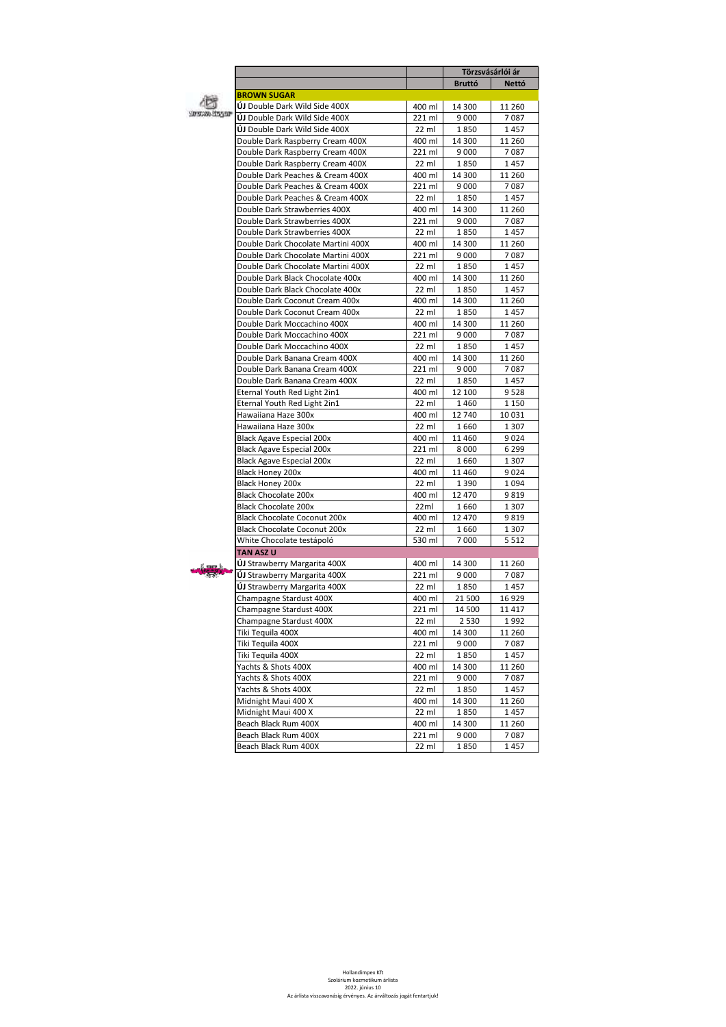| | | Törzsvásárlói ár | |
|---|---|---|---|
| | | **Bruttó** | **Nettó** |
| **BROWN SUGAR** | | | |
| **ÚJ** Double Dark Wild Side 400X | 400 ml | 14 300 | 11 260 |
| **ÚJ** Double Dark Wild Side 400X | 221 ml | 9 000 | 7 087 |
| **ÚJ** Double Dark Wild Side 400X | 22 ml | 1 850 | 1 457 |
| Double Dark Raspberry Cream 400X | 400 ml | 14 300 | 11 260 |
| Double Dark Raspberry Cream 400X | 221 ml | 9 000 | 7 087 |
| Double Dark Raspberry Cream 400X | 22 ml | 1 850 | 1 457 |
| Double Dark Peaches & Cream 400X | 400 ml | 14 300 | 11 260 |
| Double Dark Peaches & Cream 400X | 221 ml | 9 000 | 7 087 |
| Double Dark Peaches & Cream 400X | 22 ml | 1 850 | 1 457 |
| Double Dark Strawberries 400X | 400 ml | 14 300 | 11 260 |
| Double Dark Strawberries 400X | 221 ml | 9 000 | 7 087 |
| Double Dark Strawberries 400X | 22 ml | 1 850 | 1 457 |
| Double Dark Chocolate Martini 400X | 400 ml | 14 300 | 11 260 |
| Double Dark Chocolate Martini 400X | 221 ml | 9 000 | 7 087 |
| Double Dark Chocolate Martini 400X | 22 ml | 1 850 | 1 457 |
| Double Dark Black Chocolate 400x | 400 ml | 14 300 | 11 260 |
| Double Dark Black Chocolate 400x | 22 ml | 1 850 | 1 457 |
| Double Dark Coconut Cream 400x | 400 ml | 14 300 | 11 260 |
| Double Dark Coconut Cream 400x | 22 ml | 1 850 | 1 457 |
| Double Dark Moccachino 400X | 400 ml | 14 300 | 11 260 |
| Double Dark Moccachino 400X | 221 ml | 9 000 | 7 087 |
| Double Dark Moccachino 400X | 22 ml | 1 850 | 1 457 |
| Double Dark Banana Cream 400X | 400 ml | 14 300 | 11 260 |
| Double Dark Banana Cream 400X | 221 ml | 9 000 | 7 087 |
| Double Dark Banana Cream 400X | 22 ml | 1 850 | 1 457 |
| Eternal Youth Red Light 2in1 | 400 ml | 12 100 | 9 528 |
| Eternal Youth Red Light 2in1 | 22 ml | 1 460 | 1 150 |
| Hawaiiana Haze 300x | 400 ml | 12 740 | 10 031 |
| Hawaiiana Haze 300x | 22 ml | 1 660 | 1 307 |
| Black Agave Especial 200x | 400 ml | 11 460 | 9 024 |
| Black Agave Especial 200x | 221 ml | 8 000 | 6 299 |
| Black Agave Especial 200x | 22 ml | 1 660 | 1 307 |
| Black Honey 200x | 400 ml | 11 460 | 9 024 |
| Black Honey 200x | 22 ml | 1 390 | 1 094 |
| Black Chocolate 200x | 400 ml | 12 470 | 9 819 |
| Black Chocolate 200x | 22ml | 1 660 | 1 307 |
| Black Chocolate Coconut 200x | 400 ml | 12 470 | 9 819 |
| Black Chocolate Coconut 200x | 22 ml | 1 660 | 1 307 |
| White Chocolate testápoló | 530 ml | 7 000 | 5 512 |
| **TAN ASZ U** | | | |
| **ÚJ** Strawberry Margarita 400X | 400 ml | 14 300 | 11 260 |
| **ÚJ** Strawberry Margarita 400X | 221 ml | 9 000 | 7 087 |
| **ÚJ** Strawberry Margarita 400X | 22 ml | 1 850 | 1 457 |
| Champagne Stardust 400X | 400 ml | 21 500 | 16 929 |
| Champagne Stardust 400X | 221 ml | 14 500 | 11 417 |
| Champagne Stardust 400X | 22 ml | 2 530 | 1 992 |
| Tiki Tequila 400X | 400 ml | 14 300 | 11 260 |
| Tiki Tequila 400X | 221 ml | 9 000 | 7 087 |
| Tiki Tequila 400X | 22 ml | 1 850 | 1 457 |
| Yachts & Shots 400X | 400 ml | 14 300 | 11 260 |
| Yachts & Shots 400X | 221 ml | 9 000 | 7 087 |
| Yachts & Shots 400X | 22 ml | 1 850 | 1 457 |
| Midnight Maui 400 X | 400 ml | 14 300 | 11 260 |
| Midnight Maui 400 X | 22 ml | 1 850 | 1 457 |
| Beach Black Rum 400X | 400 ml | 14 300 | 11 260 |
| Beach Black Rum 400X | 221 ml | 9 000 | 7 087 |
| Beach Black Rum 400X | 22 ml | 1 850 | 1 457 |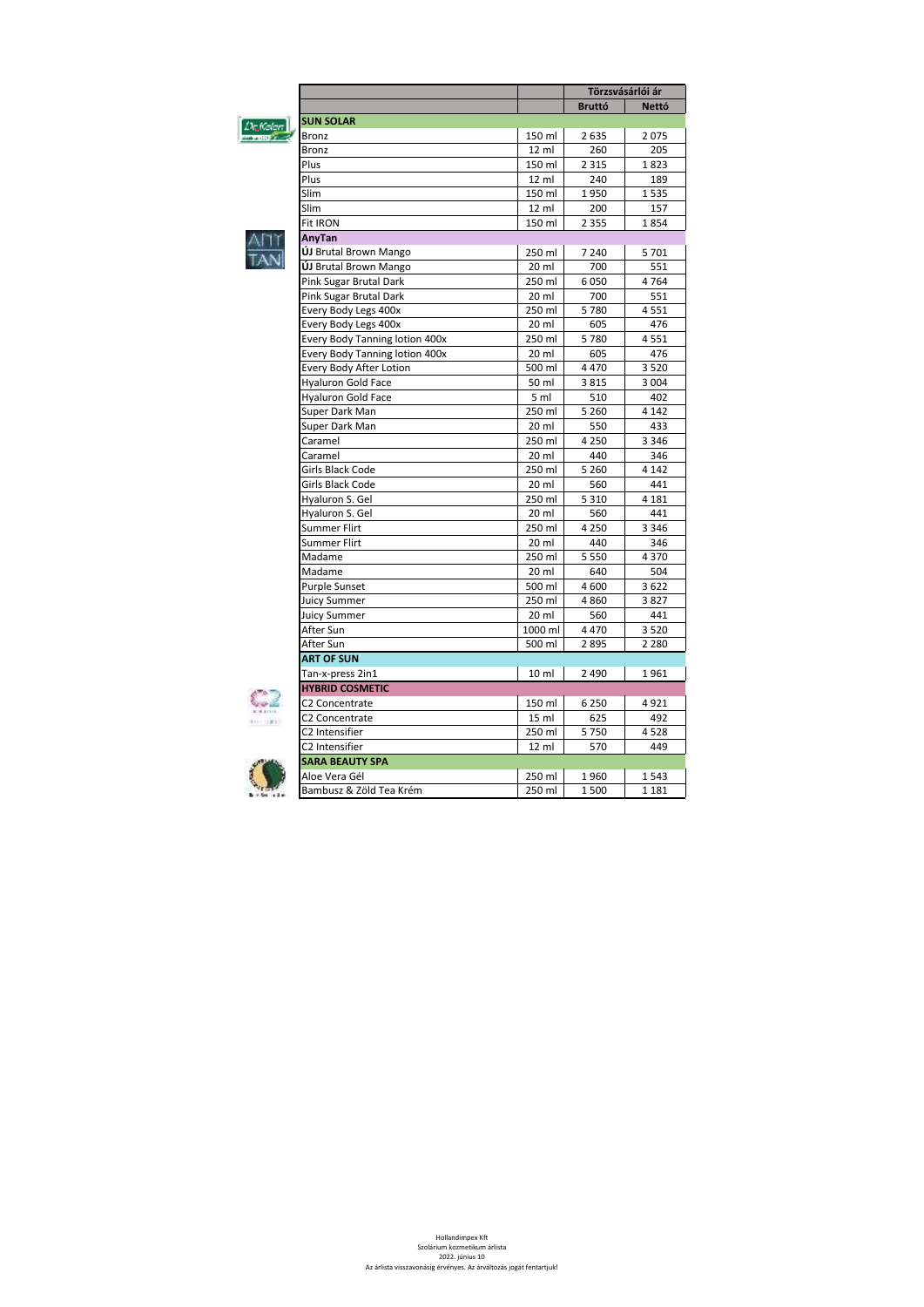| | | Törzsvásárlói ár | |
|---|---|---|---|
| | | **Bruttó** | **Nettó** |
| **SUN SOLAR** | | | |
| Bronz | 150 ml | 2 635 | 2 075 |
| Bronz | 12 ml | 260 | 205 |
| Plus | 150 ml | 2 315 | 1 823 |
| Plus | 12 ml | 240 | 189 |
| Slim | 150 ml | 1 950 | 1 535 |
| Slim | 12 ml | 200 | 157 |
| Fit IRON | 150 ml | 2 355 | 1 854 |
| **AnyTan** | | | |
| **ÚJ** Brutal Brown Mango | 250 ml | 7 240 | 5 701 |
| **ÚJ** Brutal Brown Mango | 20 ml | 700 | 551 |
| Pink Sugar Brutal Dark | 250 ml | 6 050 | 4 764 |
| Pink Sugar Brutal Dark | 20 ml | 700 | 551 |
| Every Body Legs 400x | 250 ml | 5 780 | 4 551 |
| Every Body Legs 400x | 20 ml | 605 | 476 |
| Every Body Tanning lotion 400x | 250 ml | 5 780 | 4 551 |
| Every Body Tanning lotion 400x | 20 ml | 605 | 476 |
| Every Body After Lotion | 500 ml | 4 470 | 3 520 |
| Hyaluron Gold Face | 50 ml | 3 815 | 3 004 |
| Hyaluron Gold Face | 5 ml | 510 | 402 |
| Super Dark Man | 250 ml | 5 260 | 4 142 |
| Super Dark Man | 20 ml | 550 | 433 |
| Caramel | 250 ml | 4 250 | 3 346 |
| Caramel | 20 ml | 440 | 346 |
| Girls Black Code | 250 ml | 5 260 | 4 142 |
| Girls Black Code | 20 ml | 560 | 441 |
| Hyaluron S. Gel | 250 ml | 5 310 | 4 181 |
| Hyaluron S. Gel | 20 ml | 560 | 441 |
| Summer Flirt | 250 ml | 4 250 | 3 346 |
| Summer Flirt | 20 ml | 440 | 346 |
| Madame | 250 ml | 5 550 | 4 370 |
| Madame | 20 ml | 640 | 504 |
| Purple Sunset | 500 ml | 4 600 | 3 622 |
| Juicy Summer | 250 ml | 4 860 | 3 827 |
| Juicy Summer | 20 ml | 560 | 441 |
| After Sun | 1000 ml | 4 470 | 3 520 |
| After Sun | 500 ml | 2 895 | 2 280 |
| **ART OF SUN** | | | |
| Tan-x-press 2in1 | 10 ml | 2 490 | 1 961 |
| **HYBRID COSMETIC** | | | |
| C2 Concentrate | 150 ml | 6 250 | 4 921 |
| C2 Concentrate | 15 ml | 625 | 492 |
| C2 Intensifier | 250 ml | 5 750 | 4 528 |
| C2 Intensifier | 12 ml | 570 | 449 |
| **SARA BEAUTY SPA** | | | |
| Aloe Vera Gél | 250 ml | 1 960 | 1 543 |
| Bambusz & Zöld Tea Krém | 250 ml | 1 500 | 1 181 |

Hollandimpex Kft
Szolárium kozmetikum árlista
2022. június 10
Az árlista visszavonásig érvényes. Az árváltozás jogát fentartjuk!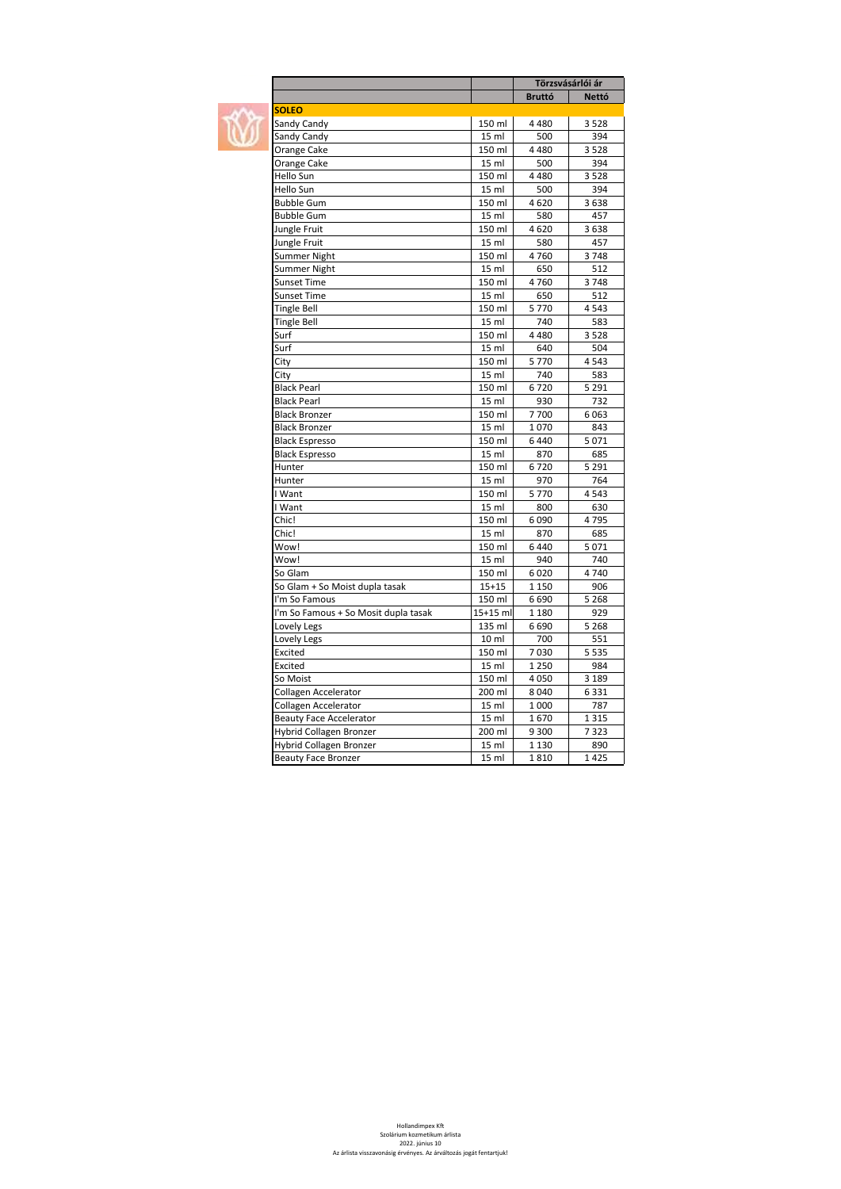| | | Törzsvásárlói ár | |
|---|---|---|---|
| | | **Bruttó** | **Nettó** |
| **SOLEO** | | | |
| Sandy Candy | 150 ml | 4 480 | 3 528 |
| Sandy Candy | 15 ml | 500 | 394 |
| Orange Cake | 150 ml | 4 480 | 3 528 |
| Orange Cake | 15 ml | 500 | 394 |
| Hello Sun | 150 ml | 4 480 | 3 528 |
| Hello Sun | 15 ml | 500 | 394 |
| Bubble Gum | 150 ml | 4 620 | 3 638 |
| Bubble Gum | 15 ml | 580 | 457 |
| Jungle Fruit | 150 ml | 4 620 | 3 638 |
| Jungle Fruit | 15 ml | 580 | 457 |
| Summer Night | 150 ml | 4 760 | 3 748 |
| Summer Night | 15 ml | 650 | 512 |
| Sunset Time | 150 ml | 4 760 | 3 748 |
| Sunset Time | 15 ml | 650 | 512 |
| Tingle Bell | 150 ml | 5 770 | 4 543 |
| Tingle Bell | 15 ml | 740 | 583 |
| Surf | 150 ml | 4 480 | 3 528 |
| Surf | 15 ml | 640 | 504 |
| City | 150 ml | 5 770 | 4 543 |
| City | 15 ml | 740 | 583 |
| Black Pearl | 150 ml | 6 720 | 5 291 |
| Black Pearl | 15 ml | 930 | 732 |
| Black Bronzer | 150 ml | 7 700 | 6 063 |
| Black Bronzer | 15 ml | 1 070 | 843 |
| Black Espresso | 150 ml | 6 440 | 5 071 |
| Black Espresso | 15 ml | 870 | 685 |
| Hunter | 150 ml | 6 720 | 5 291 |
| Hunter | 15 ml | 970 | 764 |
| I Want | 150 ml | 5 770 | 4 543 |
| I Want | 15 ml | 800 | 630 |
| Chic! | 150 ml | 6 090 | 4 795 |
| Chic! | 15 ml | 870 | 685 |
| Wow! | 150 ml | 6 440 | 5 071 |
| Wow! | 15 ml | 940 | 740 |
| So Glam | 150 ml | 6 020 | 4 740 |
| So Glam + So Moist dupla tasak | 15+15 | 1 150 | 906 |
| I'm So Famous | 150 ml | 6 690 | 5 268 |
| I'm So Famous + So Mosit dupla tasak | 15+15 ml | 1 180 | 929 |
| Lovely Legs | 135 ml | 6 690 | 5 268 |
| Lovely Legs | 10 ml | 700 | 551 |
| Excited | 150 ml | 7 030 | 5 535 |
| Excited | 15 ml | 1 250 | 984 |
| So Moist | 150 ml | 4 050 | 3 189 |
| Collagen Accelerator | 200 ml | 8 040 | 6 331 |
| Collagen Accelerator | 15 ml | 1 000 | 787 |
| Beauty Face Accelerator | 15 ml | 1 670 | 1 315 |
| Hybrid Collagen Bronzer | 200 ml | 9 300 | 7 323 |
| Hybrid Collagen Bronzer | 15 ml | 1 130 | 890 |
| Beauty Face Bronzer | 15 ml | 1 810 | 1 425 |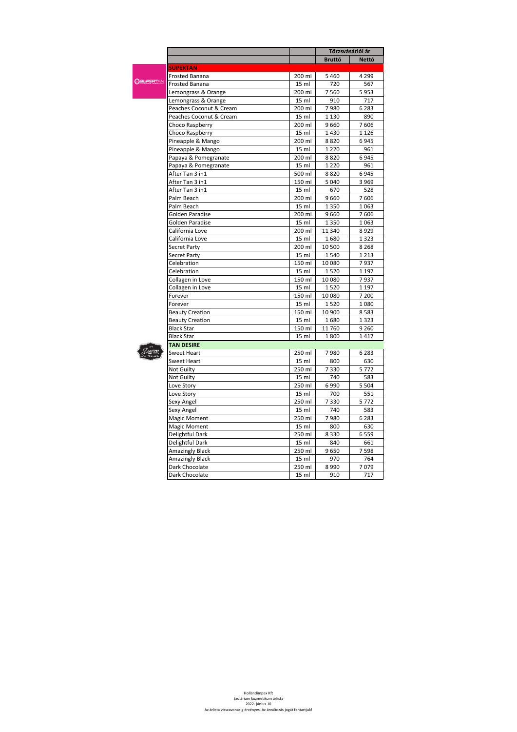| | | Törzsvásárlói ár | |
|---|---|---|---|
| | | Bruttó | Nettó |
| **SUPERTAN** | | | |
| Frosted Banana | 200 ml | 5 460 | 4 299 |
| Frosted Banana | 15 ml | 720 | 567 |
| Lemongrass & Orange | 200 ml | 7 560 | 5 953 |
| Lemongrass & Orange | 15 ml | 910 | 717 |
| Peaches Coconut & Cream | 200 ml | 7 980 | 6 283 |
| Peaches Coconut & Cream | 15 ml | 1 130 | 890 |
| Choco Raspberry | 200 ml | 9 660 | 7 606 |
| Choco Raspberry | 15 ml | 1 430 | 1 126 |
| Pineapple & Mango | 200 ml | 8 820 | 6 945 |
| Pineapple & Mango | 15 ml | 1 220 | 961 |
| Papaya & Pomegranate | 200 ml | 8 820 | 6 945 |
| Papaya & Pomegranate | 15 ml | 1 220 | 961 |
| After Tan 3 in1 | 500 ml | 8 820 | 6 945 |
| After Tan 3 in1 | 150 ml | 5 040 | 3 969 |
| After Tan 3 in1 | 15 ml | 670 | 528 |
| Palm Beach | 200 ml | 9 660 | 7 606 |
| Palm Beach | 15 ml | 1 350 | 1 063 |
| Golden Paradise | 200 ml | 9 660 | 7 606 |
| Golden Paradise | 15 ml | 1 350 | 1 063 |
| California Love | 200 ml | 11 340 | 8 929 |
| California Love | 15 ml | 1 680 | 1 323 |
| Secret Party | 200 ml | 10 500 | 8 268 |
| Secret Party | 15 ml | 1 540 | 1 213 |
| Celebration | 150 ml | 10 080 | 7 937 |
| Celebration | 15 ml | 1 520 | 1 197 |
| Collagen in Love | 150 ml | 10 080 | 7 937 |
| Collagen in Love | 15 ml | 1 520 | 1 197 |
| Forever | 150 ml | 10 080 | 7 200 |
| Forever | 15 ml | 1 520 | 1 080 |
| Beauty Creation | 150 ml | 10 900 | 8 583 |
| Beauty Creation | 15 ml | 1 680 | 1 323 |
| Black Star | 150 ml | 11 760 | 9 260 |
| Black Star | 15 ml | 1 800 | 1 417 |
| **TAN DESIRE** | | | |
| Sweet Heart | 250 ml | 7 980 | 6 283 |
| Sweet Heart | 15 ml | 800 | 630 |
| Not Guilty | 250 ml | 7 330 | 5 772 |
| Not Guilty | 15 ml | 740 | 583 |
| Love Story | 250 ml | 6 990 | 5 504 |
| Love Story | 15 ml | 700 | 551 |
| Sexy Angel | 250 ml | 7 330 | 5 772 |
| Sexy Angel | 15 ml | 740 | 583 |
| Magic Moment | 250 ml | 7 980 | 6 283 |
| Magic Moment | 15 ml | 800 | 630 |
| Delightful Dark | 250 ml | 8 330 | 6 559 |
| Delightful Dark | 15 ml | 840 | 661 |
| Amazingly Black | 250 ml | 9 650 | 7 598 |
| Amazingly Black | 15 ml | 970 | 764 |
| Dark Chocolate | 250 ml | 8 990 | 7 079 |
| Dark Chocolate | 15 ml | 910 | 717 |

Hollandimpex Kft
Szolárium kozmetikum árlista
2022. június 10
Az árlista visszavonásig érvényes. Az árváltozás jogát fentartjuk!